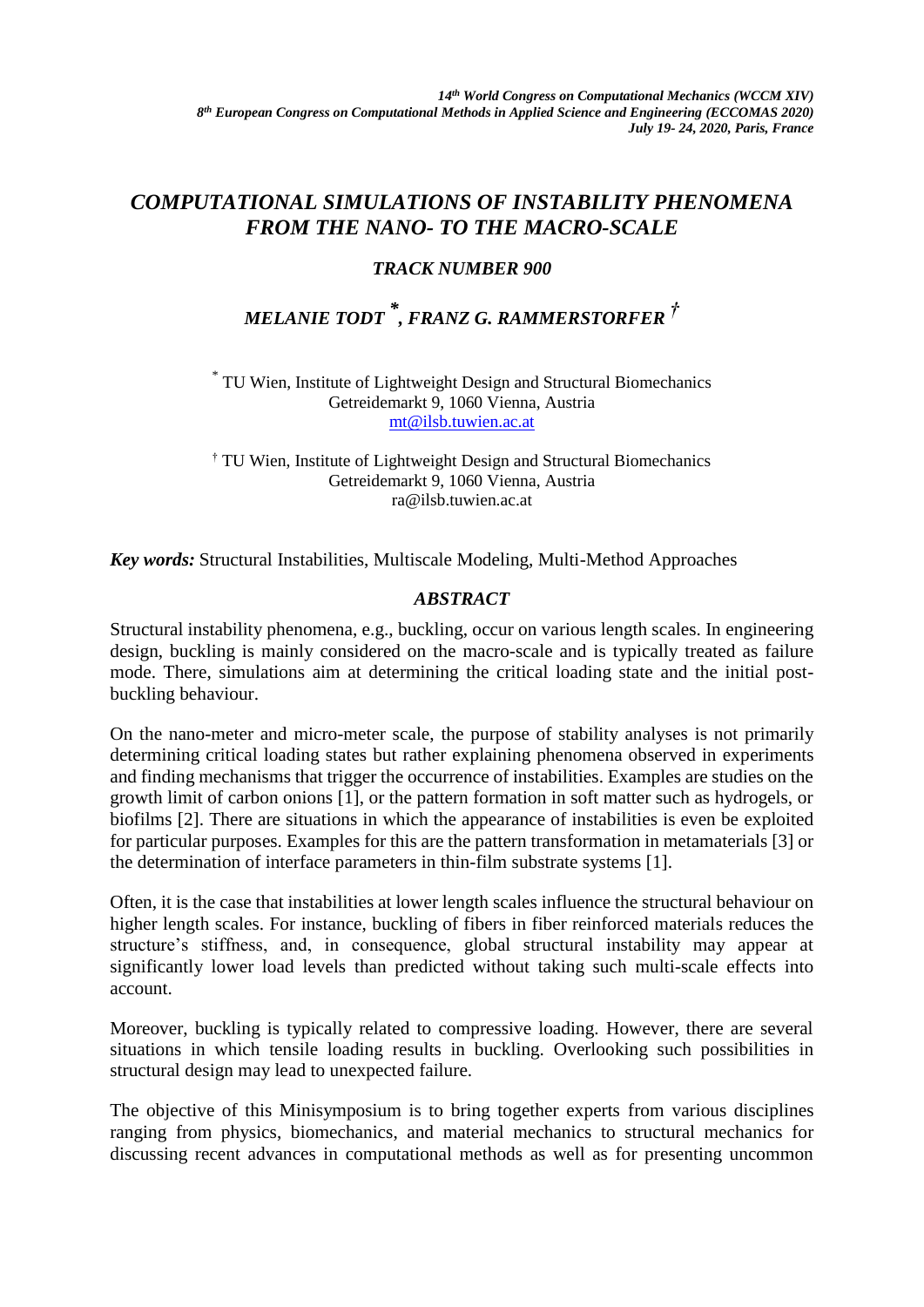# COMPUTATIONAL SIMULATIONS OF INSTABILITY PHENOMENA FROM THE NANO- TO THE MACRO-SCALE

## TRACK NUMBER 900

### MELANIE TODT [*], FRANZ G. RAMMERSTORFER [†]

[*] TU Wien, Institute of Lightweight Design and Structural Biomechanics
Getreidemarkt 9, 1060 Vienna, Austria
mt@ilsb.tuwien.ac.at

[†] TU Wien, Institute of Lightweight Design and Structural Biomechanics
Getreidemarkt 9, 1060 Vienna, Austria
ra@ilsb.tuwien.ac.at

***Key words:*** Structural Instabilities, Multiscale Modeling, Multi-Method Approaches

## ABSTRACT

Structural instability phenomena, e.g., buckling, occur on various length scales. In engineering design, buckling is mainly considered on the macro-scale and is typically treated as failure mode. There, simulations aim at determining the critical loading state and the initial post-buckling behaviour.

On the nano-meter and micro-meter scale, the purpose of stability analyses is not primarily determining critical loading states but rather explaining phenomena observed in experiments and finding mechanisms that trigger the occurrence of instabilities. Examples are studies on the growth limit of carbon onions [1], or the pattern formation in soft matter such as hydrogels, or biofilms [2]. There are situations in which the appearance of instabilities is even be exploited for particular purposes. Examples for this are the pattern transformation in metamaterials [3] or the determination of interface parameters in thin-film substrate systems [1].

Often, it is the case that instabilities at lower length scales influence the structural behaviour on higher length scales. For instance, buckling of fibers in fiber reinforced materials reduces the structure's stiffness, and, in consequence, global structural instability may appear at significantly lower load levels than predicted without taking such multi-scale effects into account.

Moreover, buckling is typically related to compressive loading. However, there are several situations in which tensile loading results in buckling. Overlooking such possibilities in structural design may lead to unexpected failure.

The objective of this Minisymposium is to bring together experts from various disciplines ranging from physics, biomechanics, and material mechanics to structural mechanics for discussing recent advances in computational methods as well as for presenting uncommon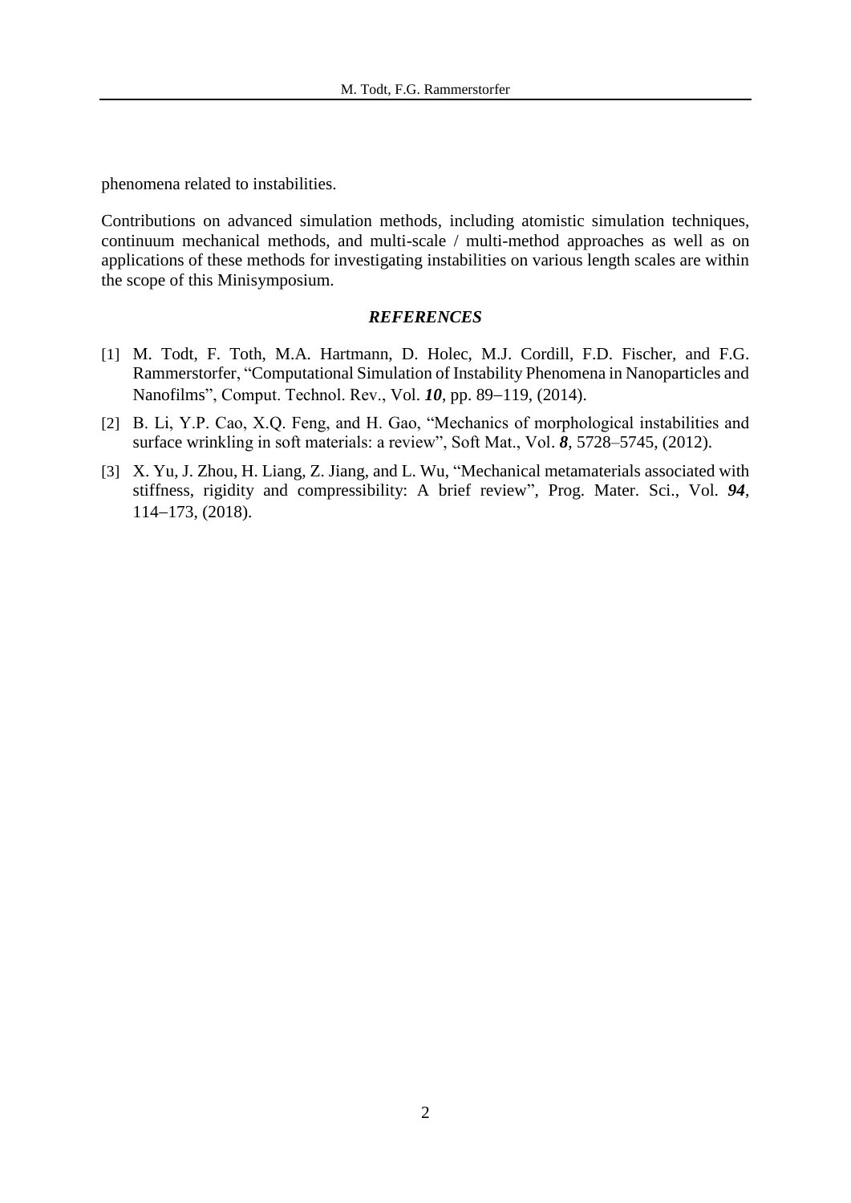phenomena related to instabilities.

Contributions on advanced simulation methods, including atomistic simulation techniques, continuum mechanical methods, and multi-scale / multi-method approaches as well as on applications of these methods for investigating instabilities on various length scales are within the scope of this Minisymposium.

### *REFERENCES*

[1] M. Todt, F. Toth, M.A. Hartmann, D. Holec, M.J. Cordill, F.D. Fischer, and F.G. Rammerstorfer, "Computational Simulation of Instability Phenomena in Nanoparticles and Nanofilms", Comput. Technol. Rev., Vol. ***10***, pp. 89–119, (2014).

[2] B. Li, Y.P. Cao, X.Q. Feng, and H. Gao, "Mechanics of morphological instabilities and surface wrinkling in soft materials: a review", Soft Mat., Vol. ***8***, 5728–5745, (2012).

[3] X. Yu, J. Zhou, H. Liang, Z. Jiang, and L. Wu, "Mechanical metamaterials associated with stiffness, rigidity and compressibility: A brief review", Prog. Mater. Sci., Vol. ***94***, 114–173, (2018).